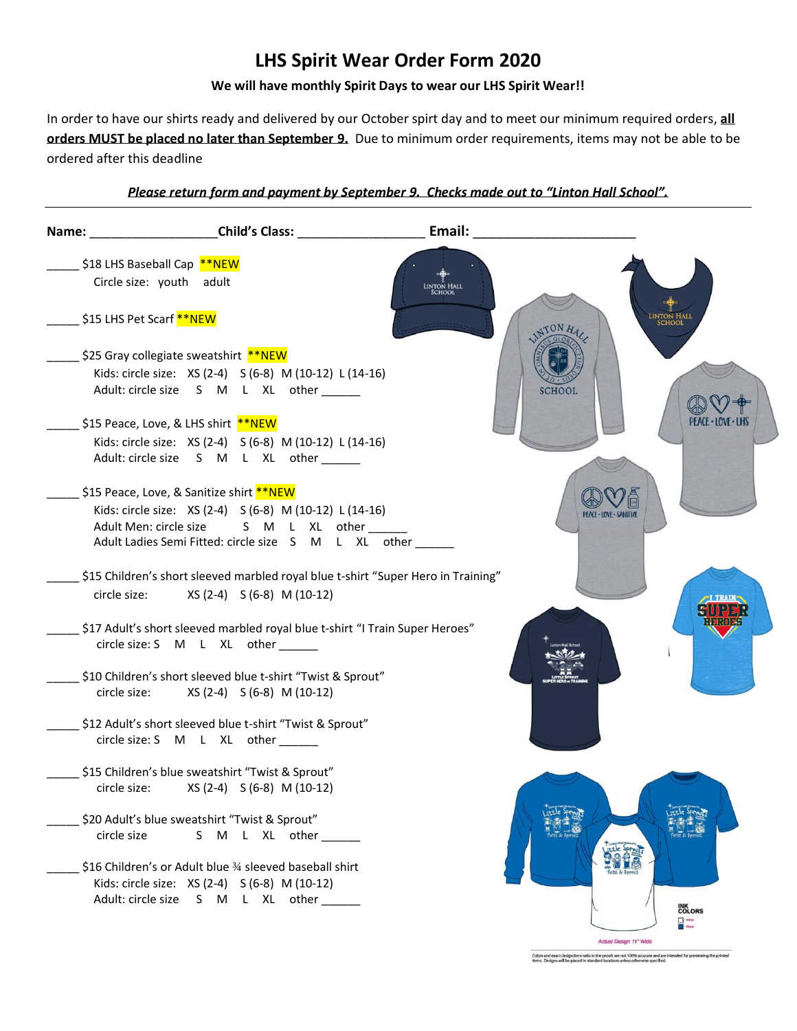# LHS Spirit Wear Order Form 2020

**We will have monthly Spirit Days to wear our LHS Spirit Wear!!**

In order to have our shirts ready and delivered by our October spirt day and to meet our minimum required orders, **all orders MUST be placed no later than September 9.** Due to minimum order requirements, items may not be able to be ordered after this deadline

***Please return form and payment by September 9. Checks made out to "Linton Hall School".***

---

**Name:** ________________ **Child's Class:** ________________ **Email:** ____________________

_____ $18 LHS Baseball Cap **NEW
Circle size: youth adult

_____ $15 LHS Pet Scarf **NEW

_____ $25 Gray collegiate sweatshirt **NEW
Kids: circle size: XS (2-4) S (6-8) M (10-12) L (14-16)
Adult: circle size S M L XL other ______

_____ $15 Peace, Love, & LHS shirt **NEW
Kids: circle size: XS (2-4) S (6-8) M (10-12) L (14-16)
Adult: circle size S M L XL other ______

_____ $15 Peace, Love, & Sanitize shirt **NEW
Kids: circle size: XS (2-4) S (6-8) M (10-12) L (14-16)
Adult Men: circle size S M L XL other ______
Adult Ladies Semi Fitted: circle size S M L XL other ______

_____ $15 Children's short sleeved marbled royal blue t-shirt "Super Hero in Training"
circle size: XS (2-4) S (6-8) M (10-12)

_____ $17 Adult's short sleeved marbled royal blue t-shirt "I Train Super Heroes"
circle size: S M L XL other ______

_____ $10 Children's short sleeved blue t-shirt "Twist & Sprout"
circle size: XS (2-4) S (6-8) M (10-12)

_____ $12 Adult's short sleeved blue t-shirt "Twist & Sprout"
circle size: S M L XL other ______

_____ $15 Children's blue sweatshirt "Twist & Sprout"
circle size: XS (2-4) S (6-8) M (10-12)

_____ $20 Adult's blue sweatshirt "Twist & Sprout"
circle size S M L XL other ______

_____ $16 Children's or Adult blue ¾ sleeved baseball shirt
Kids: circle size: XS (2-4) S (6-8) M (10-12)
Adult: circle size S M L XL other ______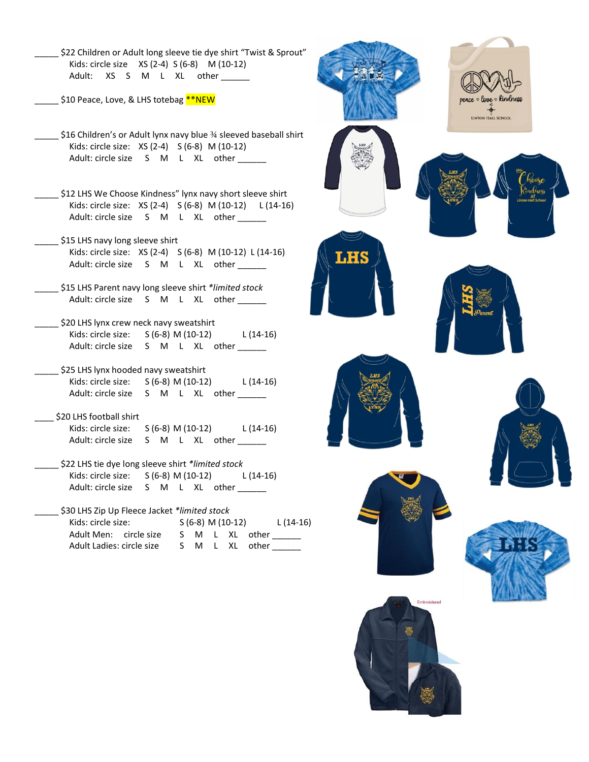_____ $22 Children or Adult long sleeve tie dye shirt "Twist & Sprout"
Kids: circle size   XS (2-4)  S (6-8)   M (10-12)
Adult:   XS   S   M   L   XL   other ______

_____ $10 Peace, Love, & LHS totebag **NEW

_____ $16 Children's or Adult lynx navy blue ¾ sleeved baseball shirt
Kids: circle size:   XS (2-4)   S (6-8)  M (10-12)
Adult: circle size   S   M   L   XL   other ______

_____ $12 LHS We Choose Kindness" lynx navy short sleeve shirt
Kids: circle size:   XS (2-4)   S (6-8)  M (10-12)   L (14-16)
Adult: circle size   S   M   L   XL   other ______

_____ $15 LHS navy long sleeve shirt
Kids: circle size:   XS (2-4)   S (6-8)  M (10-12)  L (14-16)
Adult: circle size   S   M   L   XL   other ______

_____ $15 LHS Parent navy long sleeve shirt *limited stock*
Adult: circle size   S   M   L   XL   other ______

_____ $20 LHS lynx crew neck navy sweatshirt
Kids: circle size:   S (6-8)  M (10-12)   L (14-16)
Adult: circle size   S   M   L   XL   other ______

_____ $25 LHS lynx hooded navy sweatshirt
Kids: circle size:   S (6-8)  M (10-12)   L (14-16)
Adult: circle size   S   M   L   XL   other ______

____ $20 LHS football shirt
Kids: circle size:   S (6-8)  M (10-12)   L (14-16)
Adult: circle size   S   M   L   XL   other ______

_____ $22 LHS tie dye long sleeve shirt *limited stock*
Kids: circle size:   S (6-8)  M (10-12)   L (14-16)
Adult: circle size   S   M   L   XL   other ______

_____ $30 LHS Zip Up Fleece Jacket *limited stock*
Kids: circle size:   S (6-8)  M (10-12)   L (14-16)
Adult Men:   circle size   S   M   L   XL   other ______
Adult Ladies: circle size   S   M   L   XL   other ______